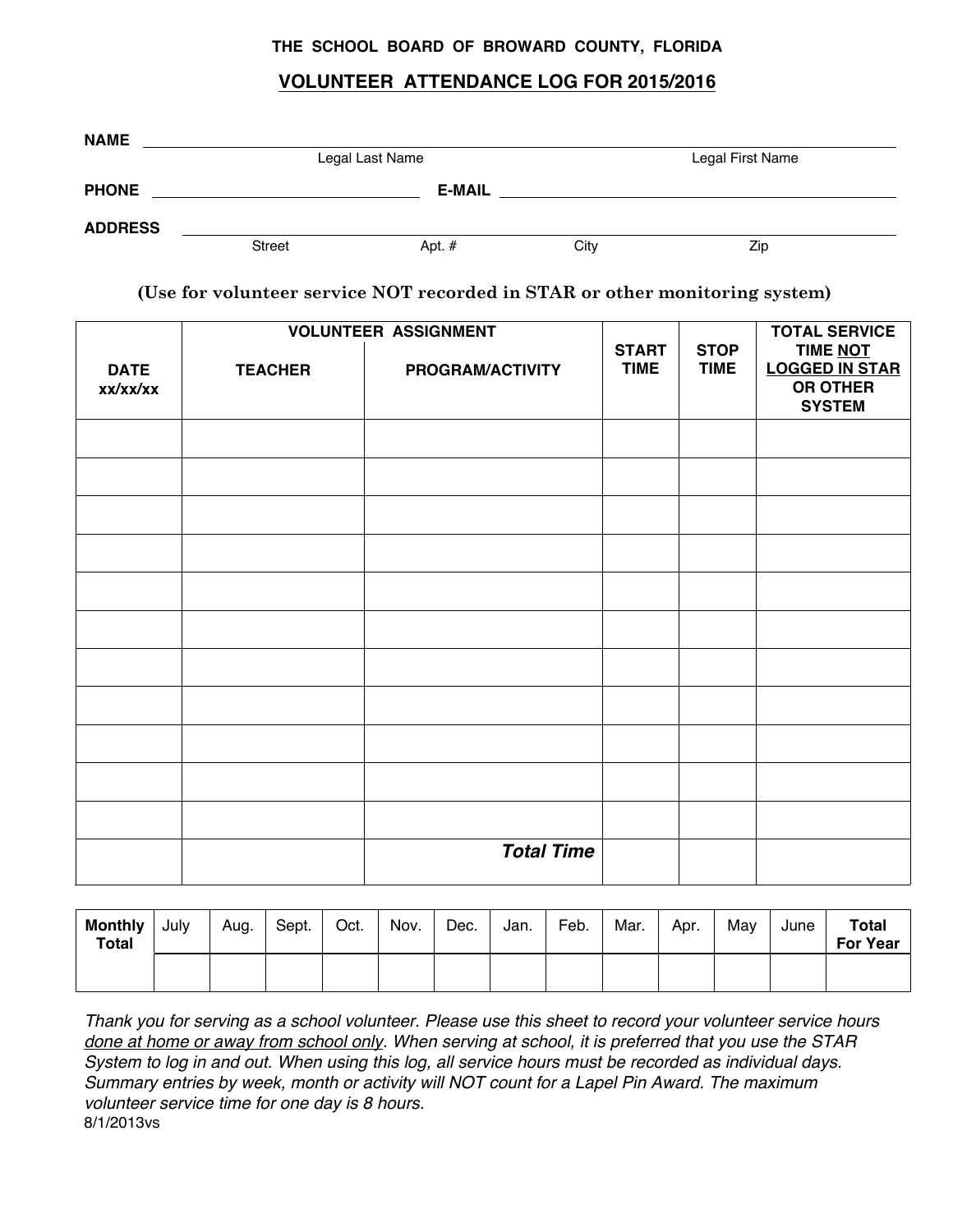**THE SCHOOL BOARD OF BROWARD COUNTY, FLORIDA**

## VOLUNTEER ATTENDANCE LOG FOR 2015/2016

**NAME** ______________________________________________________________

Legal Last Name Legal First Name

**PHONE** ____________________ **E-MAIL** ______________________________

**ADDRESS** ___________________________________________________________

Street Apt. # City Zip

**(Use for volunteer service NOT recorded in STAR or other monitoring system)**

| DATE xx/xx/xx | VOLUNTEER ASSIGNMENT TEACHER | PROGRAM/ACTIVITY | START TIME | STOP TIME | TOTAL SERVICE TIME NOT LOGGED IN STAR OR OTHER SYSTEM |
|---|---|---|---|---|---|
| | | | | | |
| | | | | | |
| | | | | | |
| | | | | | |
| | | | | | |
| | | | | | |
| | | | | | |
| | | | | | |
| | | | | | |
| | | | | | |
| | | | | | |
| | | ***Total Time*** | | | |

| Monthly Total | July | Aug. | Sept. | Oct. | Nov. | Dec. | Jan. | Feb. | Mar. | Apr. | May | June | Total For Year |
|---|---|---|---|---|---|---|---|---|---|---|---|---|---|
| | | | | | | | | | | | | | |

*Thank you for serving as a school volunteer. Please use this sheet to record your volunteer service hours done at home or away from school only. When serving at school, it is preferred that you use the STAR System to log in and out. When using this log, all service hours must be recorded as individual days. Summary entries by week, month or activity will NOT count for a Lapel Pin Award. The maximum volunteer service time for one day is 8 hours.*

8/1/2013vs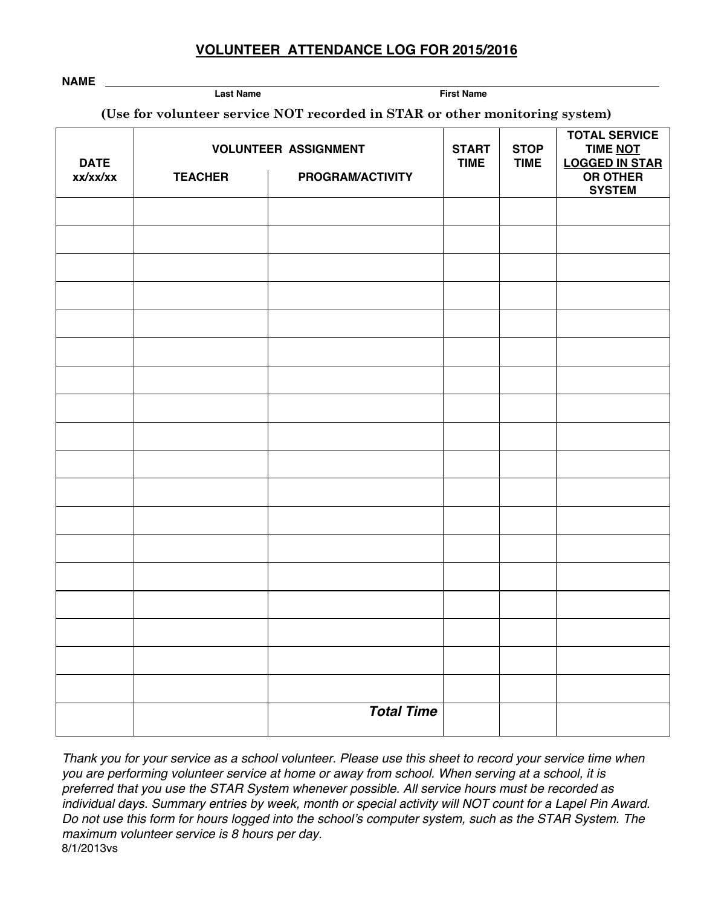## VOLUNTEER ATTENDANCE LOG FOR 2015/2016

**NAME** ______________________________________________
Last Name First Name

**(Use for volunteer service NOT recorded in STAR or other monitoring system)**

| DATE xx/xx/xx | VOLUNTEER ASSIGNMENT | | START TIME | STOP TIME | TOTAL SERVICE TIME NOT LOGGED IN STAR OR OTHER SYSTEM |
|---|---|---|---|---|---|
| | TEACHER | PROGRAM/ACTIVITY | | | |
| | | | | | |
| | | | | | |
| | | | | | |
| | | | | | |
| | | | | | |
| | | | | | |
| | | | | | |
| | | | | | |
| | | | | | |
| | | | | | |
| | | | | | |
| | | | | | |
| | | | | | |
| | | | | | |
| | | | | | |
| | | | | | |
| | | | | | |
| | | | | | |
| | | ***Total Time*** | | | |

*Thank you for your service as a school volunteer. Please use this sheet to record your service time when you are performing volunteer service at home or away from school. When serving at a school, it is preferred that you use the STAR System whenever possible. All service hours must be recorded as individual days. Summary entries by week, month or special activity will NOT count for a Lapel Pin Award. Do not use this form for hours logged into the school's computer system, such as the STAR System. The maximum volunteer service is 8 hours per day.*

8/1/2013vs